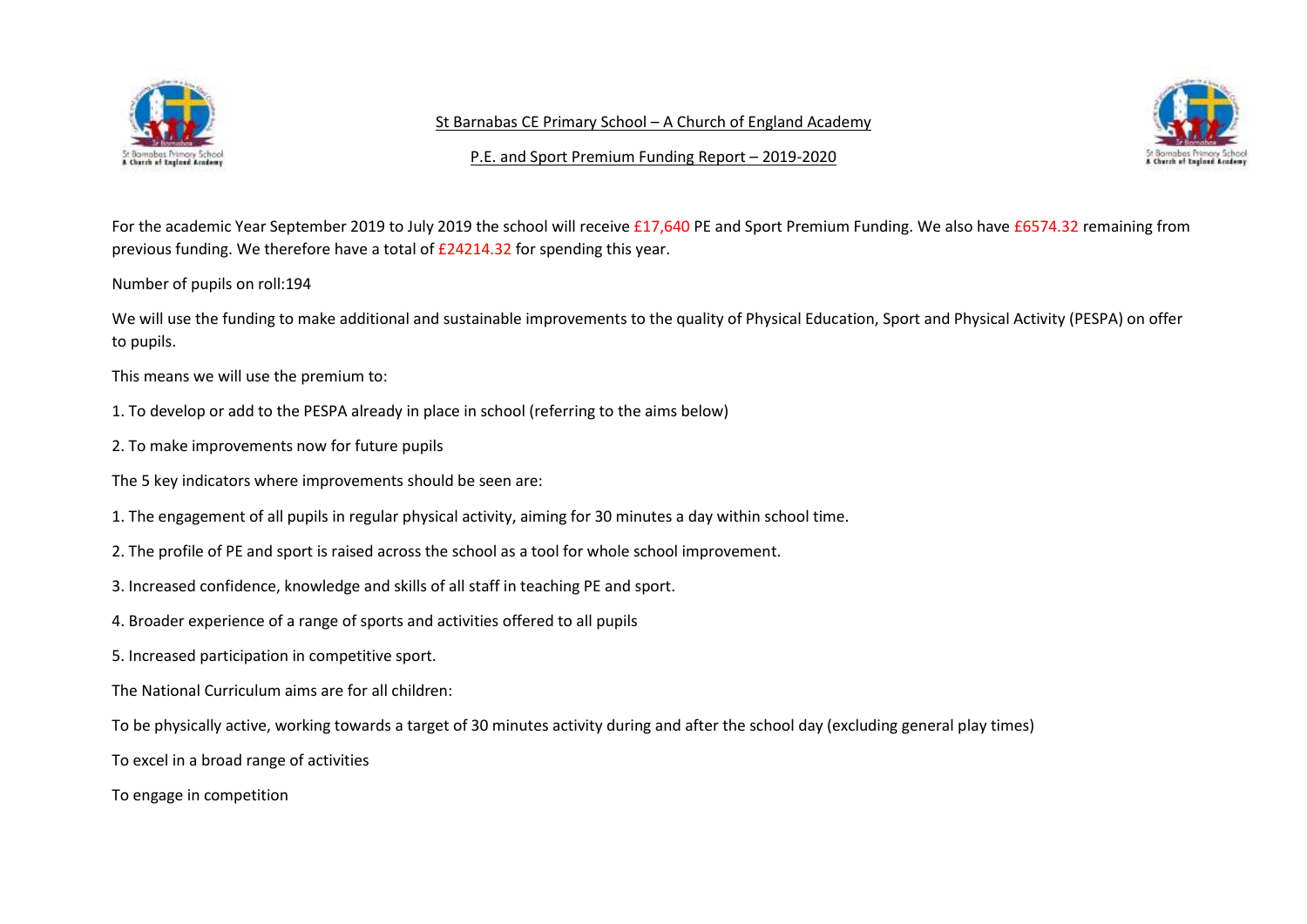St Barnabas CE Primary School – A Church of England Academy

P.E. and Sport Premium Funding Report – 2019-2020

For the academic Year September 2019 to July 2019 the school will receive £17,640 PE and Sport Premium Funding. We also have £6574.32 remaining from previous funding. We therefore have a total of £24214.32 for spending this year.

Number of pupils on roll:194

We will use the funding to make additional and sustainable improvements to the quality of Physical Education, Sport and Physical Activity (PESPA) on offer to pupils.

This means we will use the premium to:

1. To develop or add to the PESPA already in place in school (referring to the aims below)
2. To make improvements now for future pupils

The 5 key indicators where improvements should be seen are:

1. The engagement of all pupils in regular physical activity, aiming for 30 minutes a day within school time.
2. The profile of PE and sport is raised across the school as a tool for whole school improvement.
3. Increased confidence, knowledge and skills of all staff in teaching PE and sport.
4. Broader experience of a range of sports and activities offered to all pupils
5. Increased participation in competitive sport.

The National Curriculum aims are for all children:

To be physically active, working towards a target of 30 minutes activity during and after the school day (excluding general play times)

To excel in a broad range of activities

To engage in competition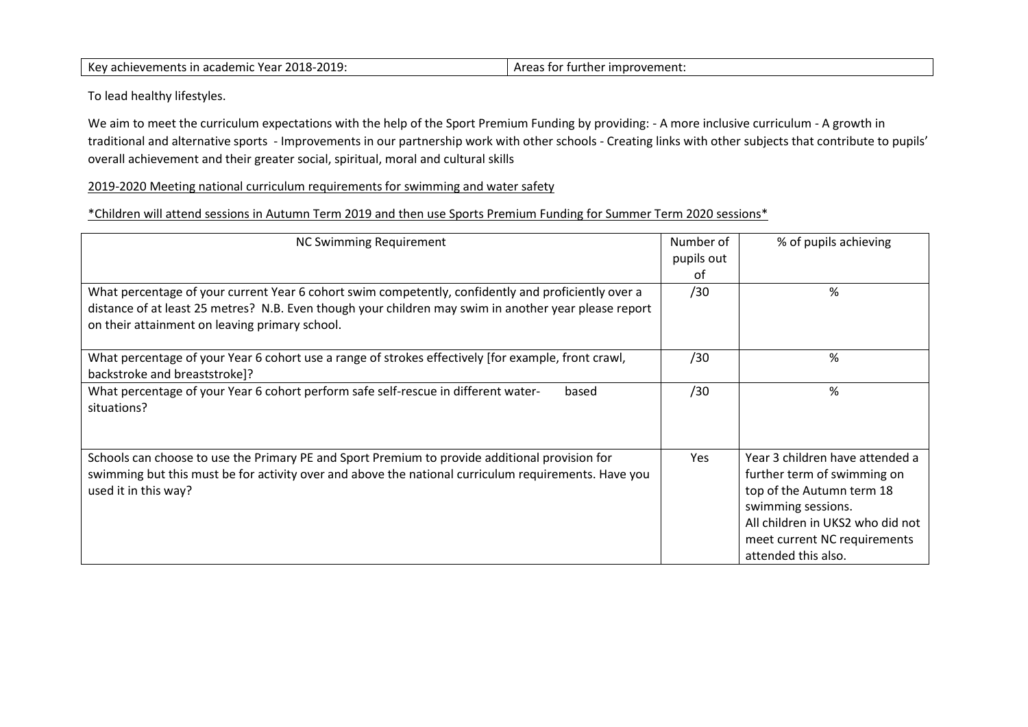| Key achievements in academic Year 2018-2019: | Areas for further improvement: |
|---|---|

To lead healthy lifestyles.

We aim to meet the curriculum expectations with the help of the Sport Premium Funding by providing: - A more inclusive curriculum - A growth in traditional and alternative sports - Improvements in our partnership work with other schools - Creating links with other subjects that contribute to pupils' overall achievement and their greater social, spiritual, moral and cultural skills

<u>2019-2020 Meeting national curriculum requirements for swimming and water safety</u>

<u>*Children will attend sessions in Autumn Term 2019 and then use Sports Premium Funding for Summer Term 2020 sessions*</u>

| NC Swimming Requirement | Number of pupils out of | % of pupils achieving |
|---|---|---|
| What percentage of your current Year 6 cohort swim competently, confidently and proficiently over a distance of at least 25 metres? N.B. Even though your children may swim in another year please report on their attainment on leaving primary school. | /30 | % |
| What percentage of your Year 6 cohort use a range of strokes effectively [for example, front crawl, backstroke and breaststroke]? | /30 | % |
| What percentage of your Year 6 cohort perform safe self-rescue in different water- based situations? | /30 | % |
| Schools can choose to use the Primary PE and Sport Premium to provide additional provision for swimming but this must be for activity over and above the national curriculum requirements. Have you used it in this way? | Yes | Year 3 children have attended a further term of swimming on top of the Autumn term 18 swimming sessions. All children in UKS2 who did not meet current NC requirements attended this also. |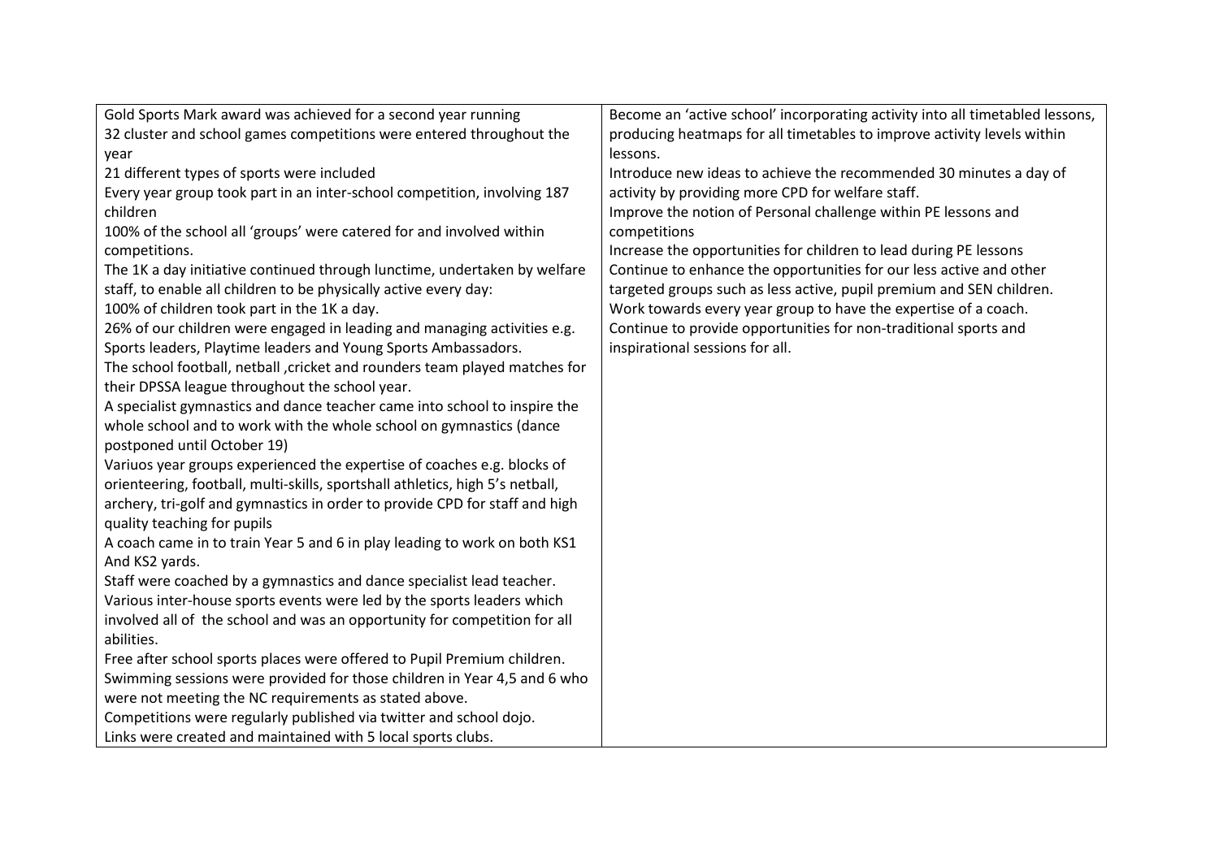| | |
|---|---|
| Gold Sports Mark award was achieved for a second year running<br>32 cluster and school games competitions were entered throughout the year<br>21 different types of sports were included<br>Every year group took part in an inter-school competition, involving 187 children<br>100% of the school all 'groups' were catered for and involved within competitions.<br>The 1K a day initiative continued through lunctime, undertaken by welfare staff, to enable all children to be physically active every day:<br>100% of children took part in the 1K a day.<br>26% of our children were engaged in leading and managing activities e.g. Sports leaders, Playtime leaders and Young Sports Ambassadors.<br>The school football, netball ,cricket and rounders team played matches for their DPSSA league throughout the school year.<br>A specialist gymnastics and dance teacher came into school to inspire the whole school and to work with the whole school on gymnastics (dance postponed until October 19)<br>Variuos year groups experienced the expertise of coaches e.g. blocks of orienteering, football, multi-skills, sportshall athletics, high 5's netball, archery, tri-golf and gymnastics in order to provide CPD for staff and high quality teaching for pupils<br>A coach came in to train Year 5 and 6 in play leading to work on both KS1 And KS2 yards.<br>Staff were coached by a gymnastics and dance specialist lead teacher.<br>Various inter-house sports events were led by the sports leaders which involved all of the school and was an opportunity for competition for all abilities.<br>Free after school sports places were offered to Pupil Premium children.<br>Swimming sessions were provided for those children in Year 4,5 and 6 who were not meeting the NC requirements as stated above.<br>Competitions were regularly published via twitter and school dojo.<br>Links were created and maintained with 5 local sports clubs. | Become an 'active school' incorporating activity into all timetabled lessons, producing heatmaps for all timetables to improve activity levels within lessons.<br>Introduce new ideas to achieve the recommended 30 minutes a day of activity by providing more CPD for welfare staff.<br>Improve the notion of Personal challenge within PE lessons and competitions<br>Increase the opportunities for children to lead during PE lessons<br>Continue to enhance the opportunities for our less active and other targeted groups such as less active, pupil premium and SEN children.<br>Work towards every year group to have the expertise of a coach.<br>Continue to provide opportunities for non-traditional sports and inspirational sessions for all. |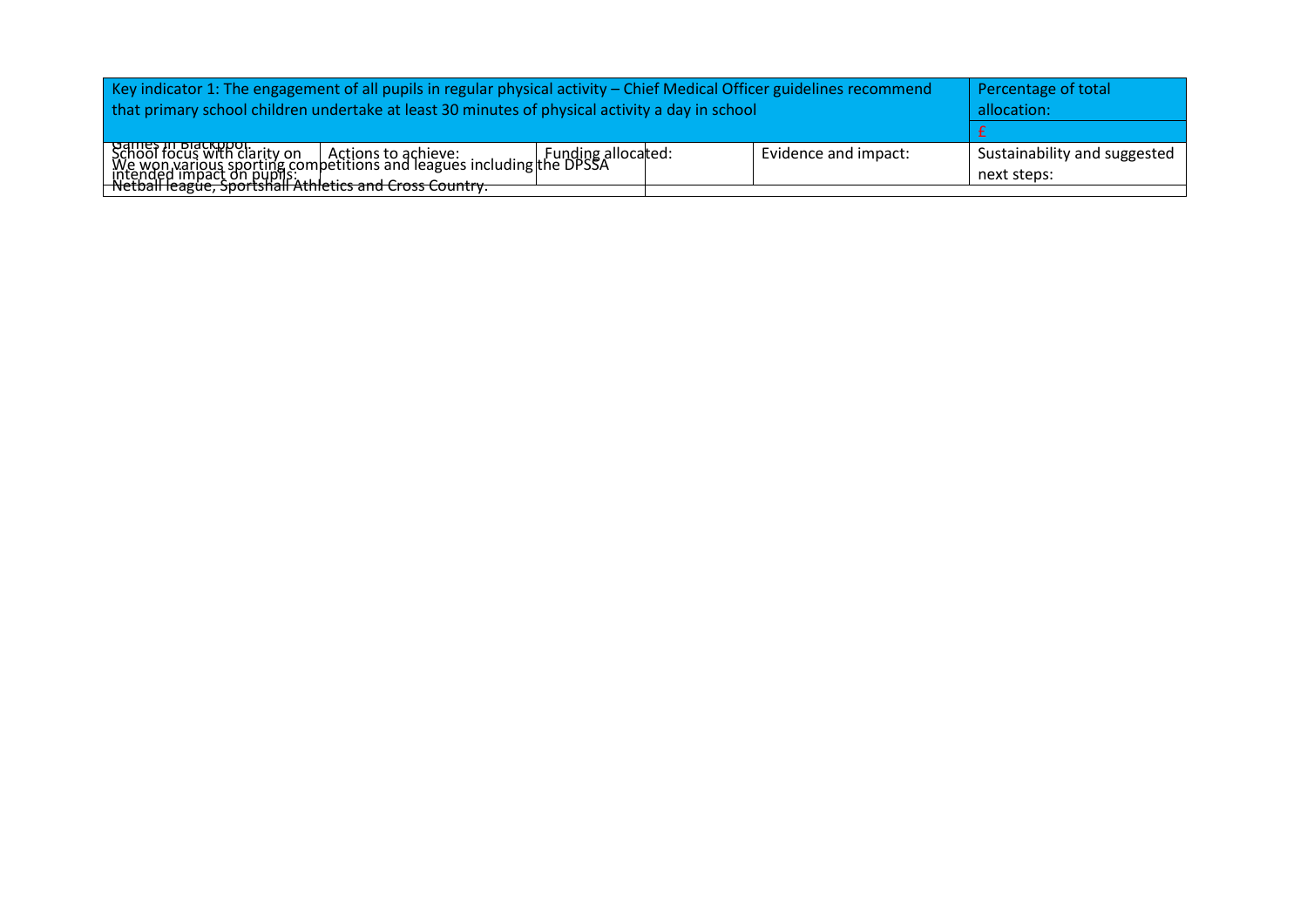| Key indicator 1: The engagement of all pupils in regular physical activity – Chief Medical Officer guidelines recommend that primary school children undertake at least 30 minutes of physical activity a day in school | | | | Percentage of total allocation: |
|---|---|---|---|---|
| | | | | £ |
| School focus with clarity on intended impact on pupils: | Actions to achieve: | Funding allocated: | Evidence and impact: | Sustainability and suggested next steps: |
| | | | | |

Games in Blackpool.
We won various sporting competitions and leagues including the DPSSA Netball league, Sportshall Athletics and Cross Country.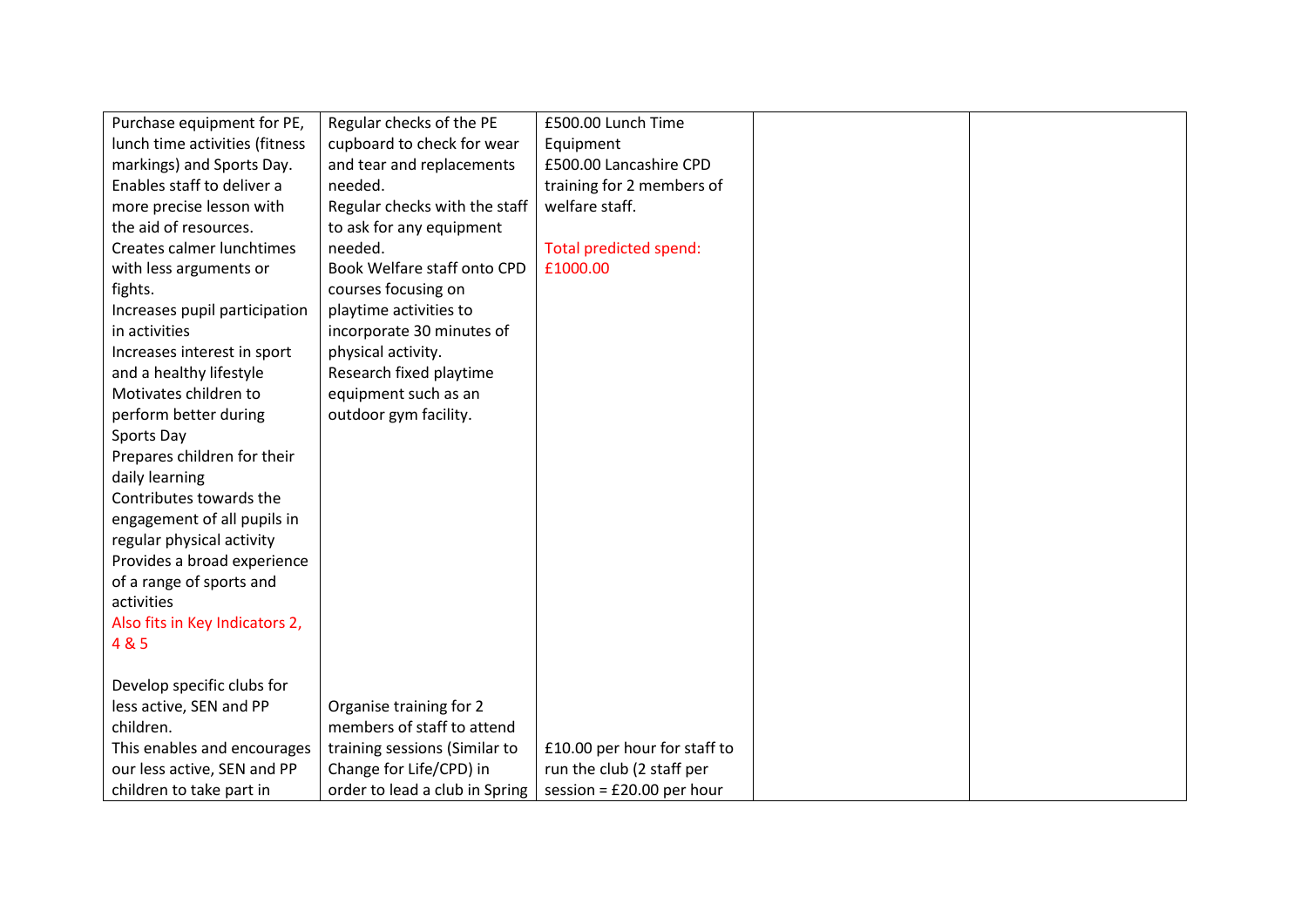| | | | | |
|---|---|---|---|---|
| Purchase equipment for PE, lunch time activities (fitness markings) and Sports Day.<br>Enables staff to deliver a more precise lesson with the aid of resources.<br>Creates calmer lunchtimes with less arguments or fights.<br>Increases pupil participation in activities<br>Increases interest in sport and a healthy lifestyle<br>Motivates children to perform better during Sports Day<br>Prepares children for their daily learning<br>Contributes towards the engagement of all pupils in regular physical activity<br>Provides a broad experience of a range of sports and activities<br>Also fits in Key Indicators 2, 4 & 5 | Regular checks of the PE cupboard to check for wear and tear and replacements needed.<br>Regular checks with the staff to ask for any equipment needed.<br>Book Welfare staff onto CPD courses focusing on playtime activities to incorporate 30 minutes of physical activity.<br>Research fixed playtime equipment such as an outdoor gym facility. | £500.00 Lunch Time Equipment<br>£500.00 Lancashire CPD training for 2 members of welfare staff.<br><br>Total predicted spend: £1000.00 | | |
| Develop specific clubs for less active, SEN and PP children.<br>This enables and encourages our less active, SEN and PP children to take part in | Organise training for 2 members of staff to attend training sessions (Similar to Change for Life/CPD) in order to lead a club in Spring | £10.00 per hour for staff to run the club (2 staff per session = £20.00 per hour | | |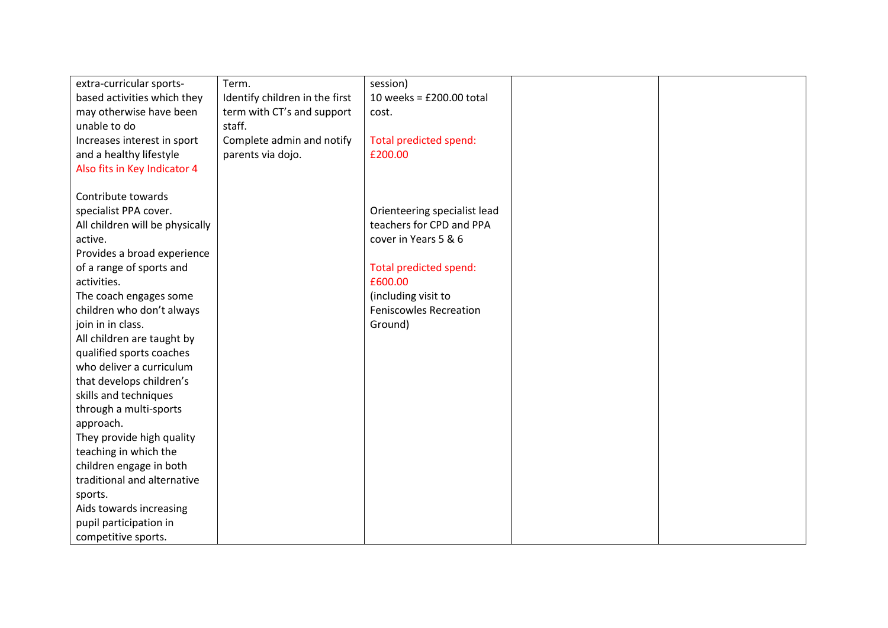| | | | | |
|---|---|---|---|---|
| extra-curricular sports-based activities which they may otherwise have been unable to do<br>Increases interest in sport and a healthy lifestyle<br>Also fits in Key Indicator 4<br><br>Contribute towards specialist PPA cover.<br>All children will be physically active.<br>Provides a broad experience of a range of sports and activities.<br>The coach engages some children who don't always join in in class.<br>All children are taught by qualified sports coaches who deliver a curriculum that develops children's skills and techniques through a multi-sports approach.<br>They provide high quality teaching in which the children engage in both traditional and alternative sports.<br>Aids towards increasing pupil participation in competitive sports. | Term.<br>Identify children in the first term with CT's and support staff.<br>Complete admin and notify parents via dojo. | session)<br>10 weeks = £200.00 total cost.<br><br>Total predicted spend: £200.00<br><br><br>Orienteering specialist lead teachers for CPD and PPA cover in Years 5 & 6<br><br>Total predicted spend: £600.00<br>(including visit to Feniscowles Recreation Ground) | | |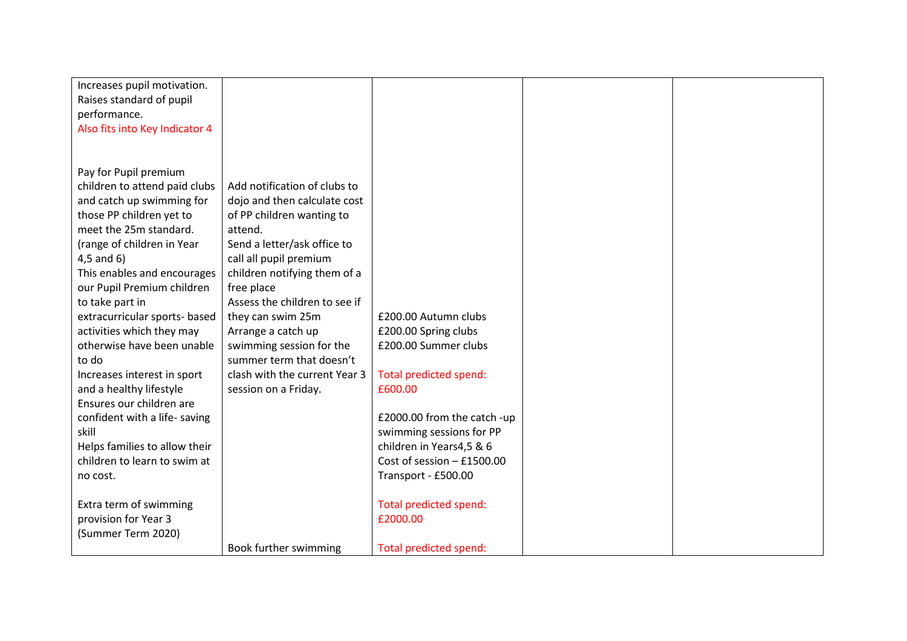| | | | | |
|---|---|---|---|---|
| Increases pupil motivation.<br>Raises standard of pupil performance.<br>Also fits into Key Indicator 4<br><br>Pay for Pupil premium children to attend paid clubs and catch up swimming for those PP children yet to meet the 25m standard. (range of children in Year 4,5 and 6)<br>This enables and encourages our Pupil Premium children to take part in extracurricular sports- based activities which they may otherwise have been unable to do<br>Increases interest in sport and a healthy lifestyle<br>Ensures our children are confident with a life- saving skill<br>Helps families to allow their children to learn to swim at no cost.<br><br>Extra term of swimming provision for Year 3 (Summer Term 2020) | Add notification of clubs to dojo and then calculate cost of PP children wanting to attend.<br>Send a letter/ask office to call all pupil premium children notifying them of a free place<br>Assess the children to see if they can swim 25m<br>Arrange a catch up swimming session for the summer term that doesn't clash with the current Year 3 session on a Friday.<br><br>Book further swimming | £200.00 Autumn clubs<br>£200.00 Spring clubs<br>£200.00 Summer clubs<br><br>Total predicted spend: £600.00<br><br>£2000.00 from the catch -up swimming sessions for PP children in Years4,5 & 6<br>Cost of session – £1500.00<br>Transport - £500.00<br><br>Total predicted spend: £2000.00<br><br>Total predicted spend: | | |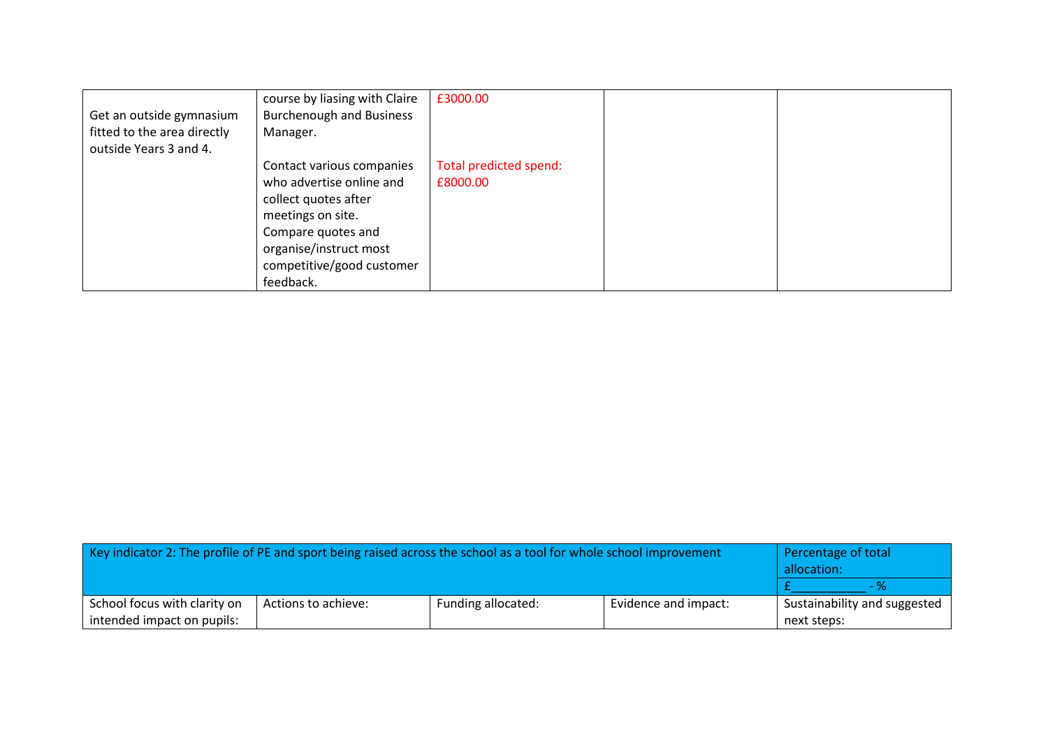| | | | | |
|---|---|---|---|---|
| Get an outside gymnasium fitted to the area directly outside Years 3 and 4. | course by liasing with Claire Burchenough and Business Manager.<br><br>Contact various companies who advertise online and collect quotes after meetings on site.<br>Compare quotes and organise/instruct most competitive/good customer feedback. | £3000.00<br><br>Total predicted spend: £8000.00 | | |

| Key indicator 2: The profile of PE and sport being raised across the school as a tool for whole school improvement | | | | Percentage of total allocation: |
|---|---|---|---|---|
| | | | | £___________ - % |
| School focus with clarity on intended impact on pupils: | Actions to achieve: | Funding allocated: | Evidence and impact: | Sustainability and suggested next steps: |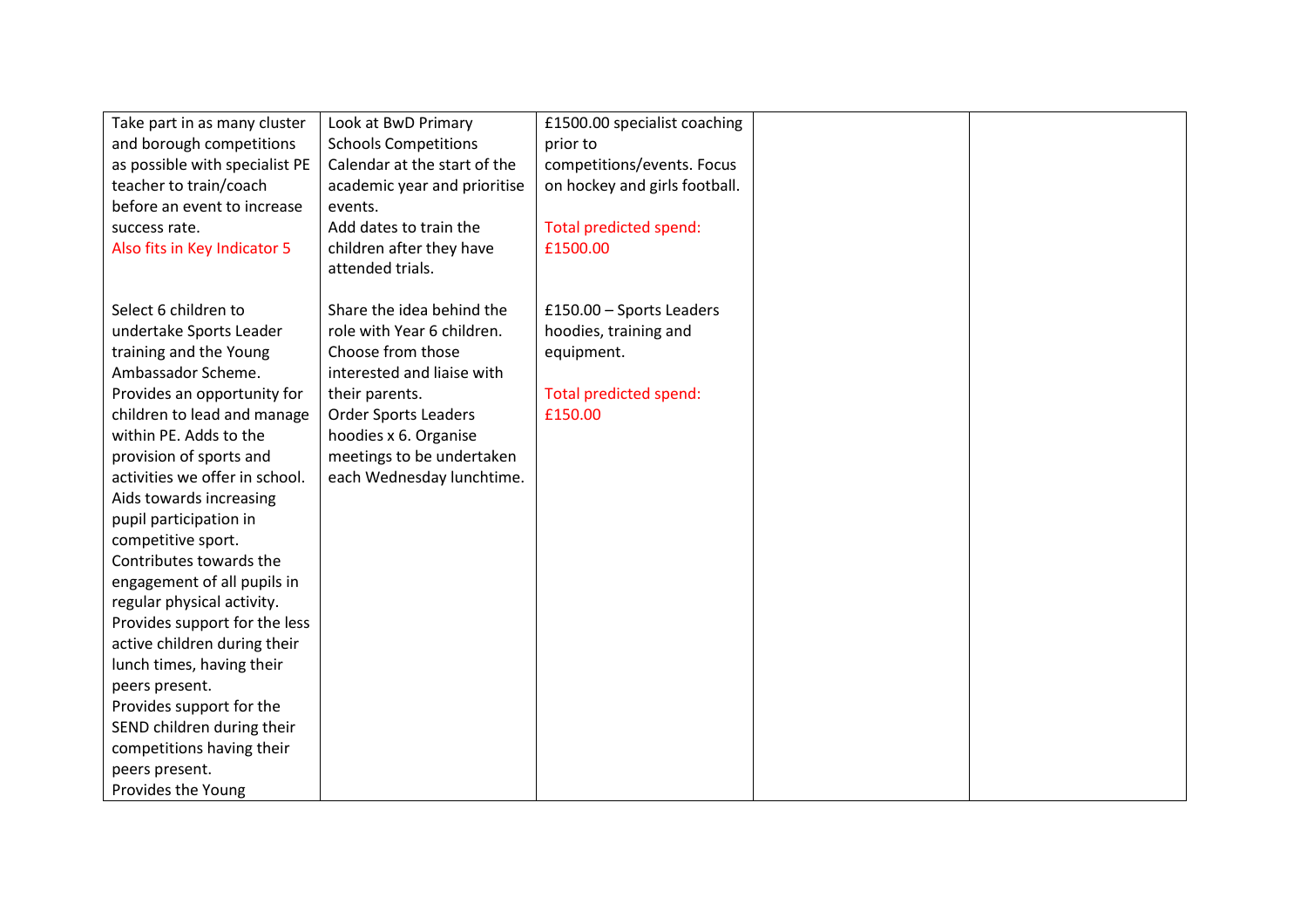| | | | | |
|---|---|---|---|---|
| Take part in as many cluster and borough competitions as possible with specialist PE teacher to train/coach before an event to increase success rate.<br>Also fits in Key Indicator 5<br><br>Select 6 children to undertake Sports Leader training and the Young Ambassador Scheme.<br>Provides an opportunity for children to lead and manage within PE. Adds to the provision of sports and activities we offer in school.<br>Aids towards increasing pupil participation in competitive sport.<br>Contributes towards the engagement of all pupils in regular physical activity.<br>Provides support for the less active children during their lunch times, having their peers present.<br>Provides support for the SEND children during their competitions having their peers present.<br>Provides the Young | Look at BwD Primary Schools Competitions Calendar at the start of the academic year and prioritise events.<br>Add dates to train the children after they have attended trials.<br><br>Share the idea behind the role with Year 6 children. Choose from those interested and liaise with their parents.<br>Order Sports Leaders hoodies x 6. Organise meetings to be undertaken each Wednesday lunchtime. | £1500.00 specialist coaching prior to competitions/events. Focus on hockey and girls football.<br><br>Total predicted spend: £1500.00<br><br>£150.00 – Sports Leaders hoodies, training and equipment.<br><br>Total predicted spend: £150.00 | | |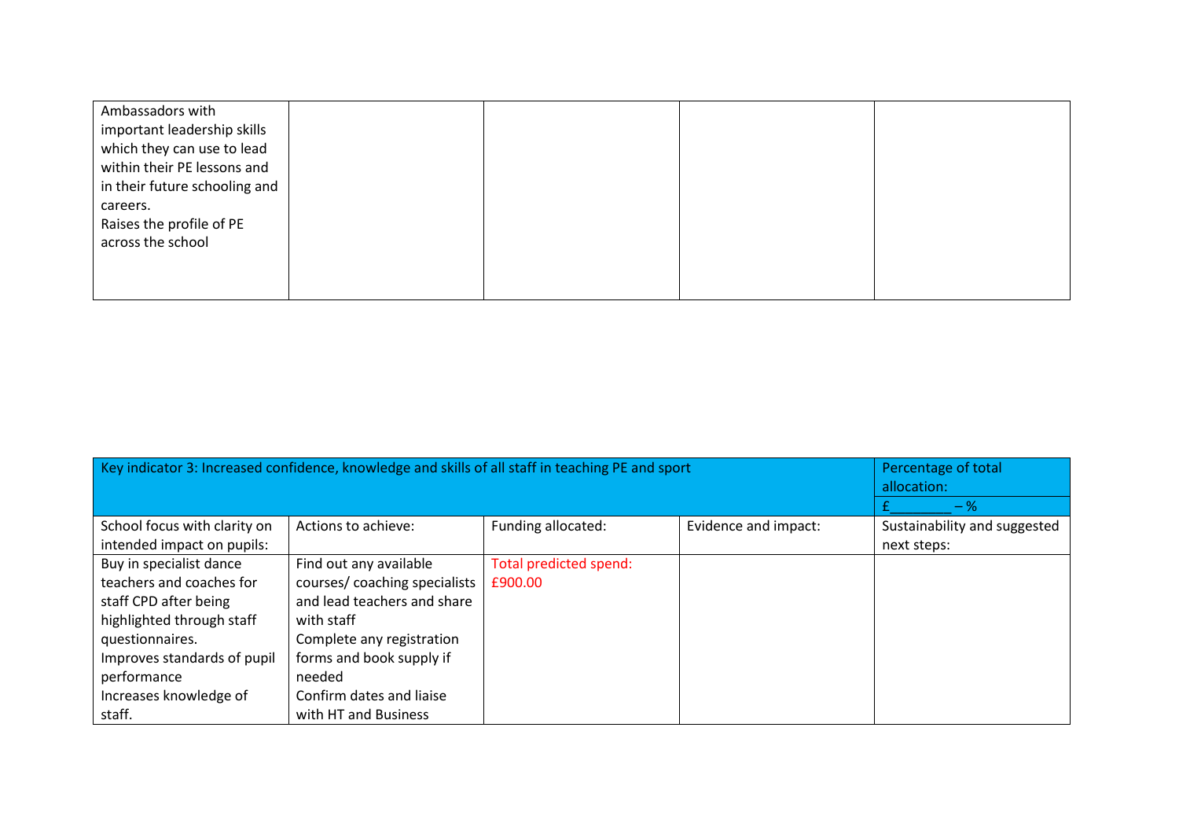| | | | | |
|---|---|---|---|---|
| Ambassadors with important leadership skills which they can use to lead within their PE lessons and in their future schooling and careers.<br>Raises the profile of PE across the school | | | | |

| Key indicator 3: Increased confidence, knowledge and skills of all staff in teaching PE and sport | | | | Percentage of total allocation: |
|---|---|---|---|---|
| | | | | £________ – % |
| School focus with clarity on intended impact on pupils: | Actions to achieve: | Funding allocated: | Evidence and impact: | Sustainability and suggested next steps: |
| Buy in specialist dance teachers and coaches for staff CPD after being highlighted through staff questionnaires.<br>Improves standards of pupil performance<br>Increases knowledge of staff. | Find out any available courses/ coaching specialists and lead teachers and share with staff<br>Complete any registration forms and book supply if needed<br>Confirm dates and liaise with HT and Business | Total predicted spend: £900.00 | | |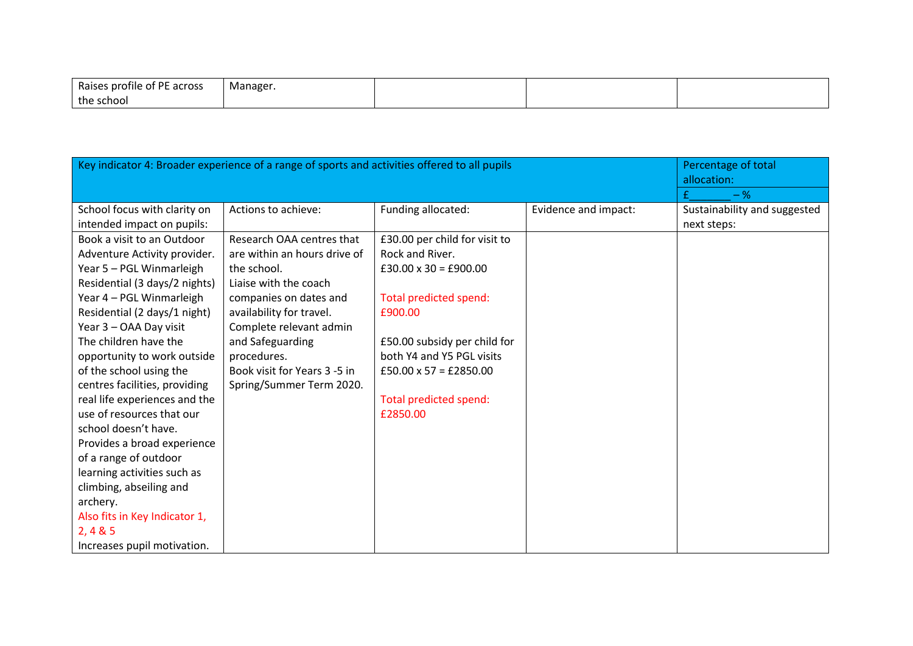| Raises profile of PE across the school | Manager. | | | |
|---|---|---|---|---|

| Key indicator 4: Broader experience of a range of sports and activities offered to all pupils | | | | Percentage of total allocation: £_______ – % |
|---|---|---|---|---|
| School focus with clarity on intended impact on pupils: | Actions to achieve: | Funding allocated: | Evidence and impact: | Sustainability and suggested next steps: |
| Book a visit to an Outdoor Adventure Activity provider.<br>Year 5 – PGL Winmarleigh Residential (3 days/2 nights)<br>Year 4 – PGL Winmarleigh Residential (2 days/1 night)<br>Year 3 – OAA Day visit<br>The children have the opportunity to work outside of the school using the centres facilities, providing real life experiences and the use of resources that our school doesn't have.<br>Provides a broad experience of a range of outdoor learning activities such as climbing, abseiling and archery.<br>Also fits in Key Indicator 1, 2, 4 & 5<br>Increases pupil motivation. | Research OAA centres that are within an hours drive of the school.<br>Liaise with the coach companies on dates and availability for travel.<br>Complete relevant admin and Safeguarding procedures.<br>Book visit for Years 3 -5 in Spring/Summer Term 2020. | £30.00 per child for visit to Rock and River.<br>£30.00 x 30 = £900.00<br><br>Total predicted spend: £900.00<br><br>£50.00 subsidy per child for both Y4 and Y5 PGL visits<br>£50.00 x 57 = £2850.00<br><br>Total predicted spend: £2850.00 | | |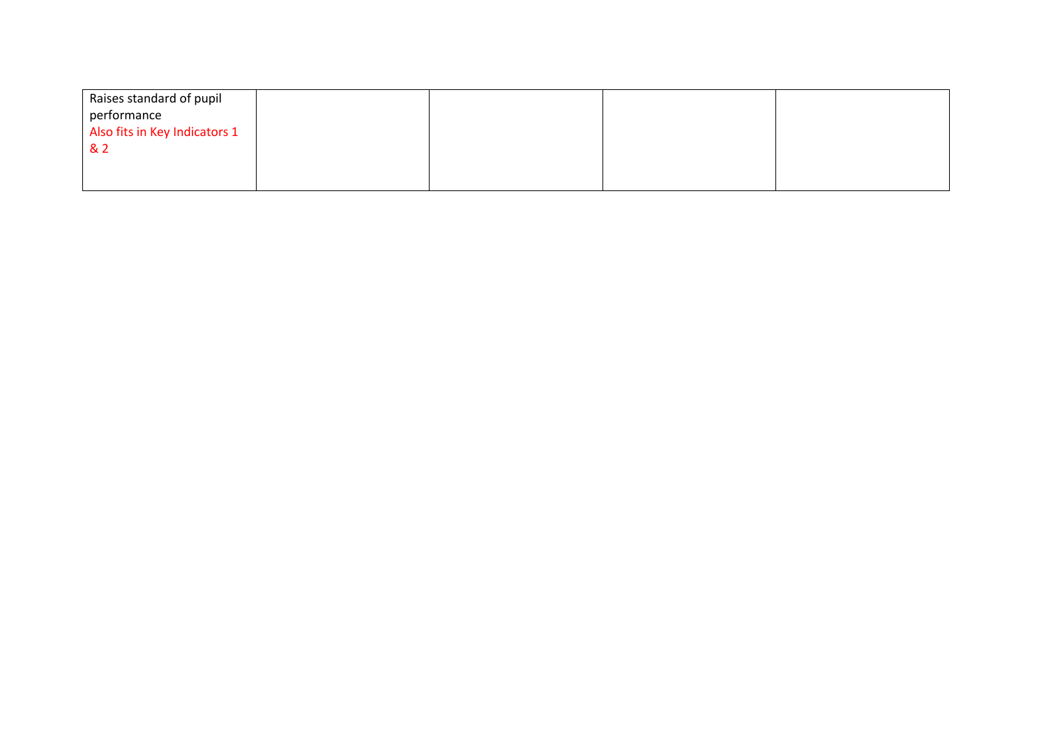| | | | | |
|---|---|---|---|---|
| Raises standard of pupil performance<br>Also fits in Key Indicators 1 & 2 | | | | |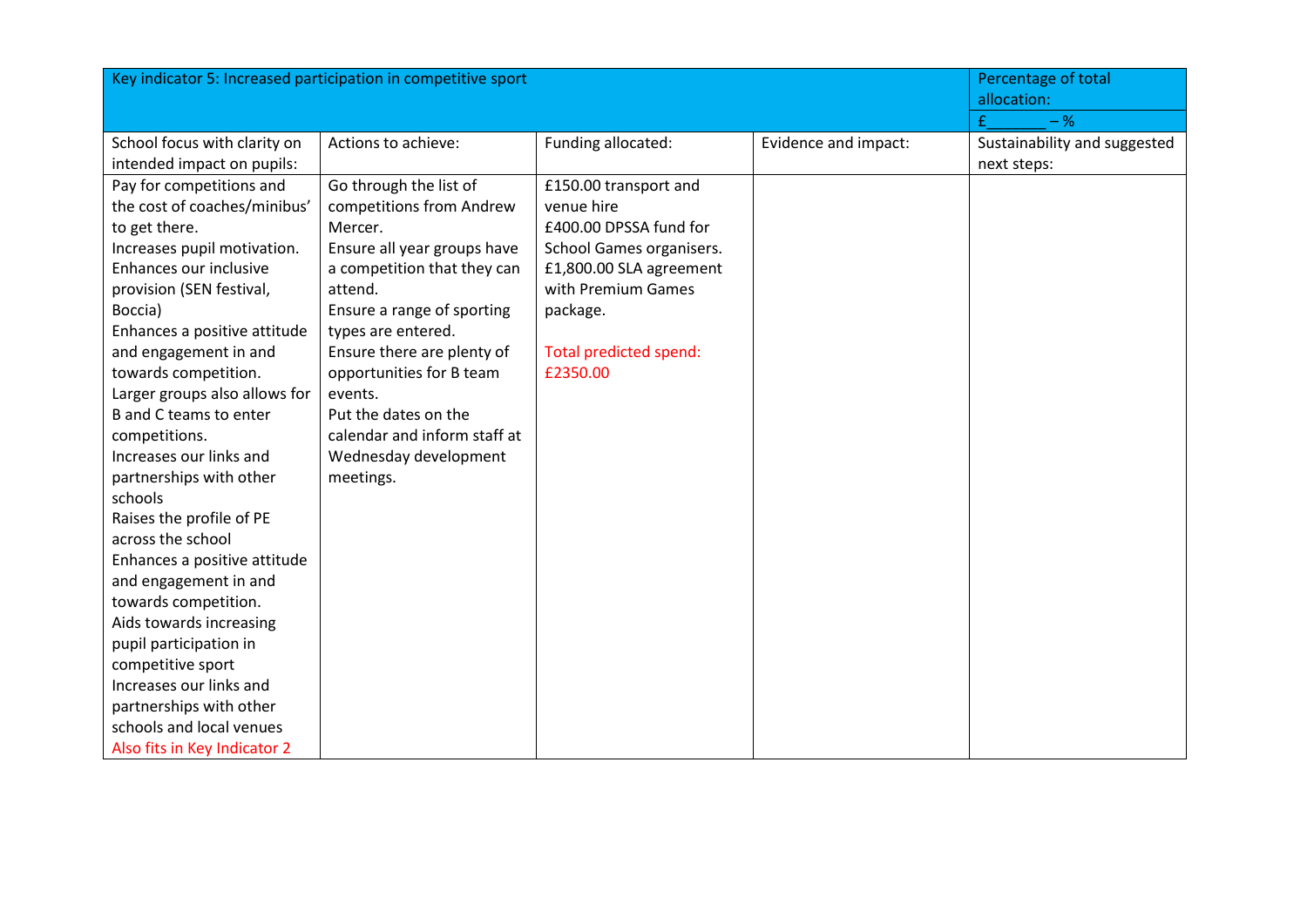| Key indicator 5: Increased participation in competitive sport | | | | Percentage of total allocation: |
|---|---|---|---|---|
| | | | | £_______ – % |
| School focus with clarity on intended impact on pupils: | Actions to achieve: | Funding allocated: | Evidence and impact: | Sustainability and suggested next steps: |
| Pay for competitions and the cost of coaches/minibus' to get there.<br>Increases pupil motivation.<br>Enhances our inclusive provision (SEN festival, Boccia)<br>Enhances a positive attitude and engagement in and towards competition.<br>Larger groups also allows for B and C teams to enter competitions.<br>Increases our links and partnerships with other schools<br>Raises the profile of PE across the school<br>Enhances a positive attitude and engagement in and towards competition.<br>Aids towards increasing pupil participation in competitive sport<br>Increases our links and partnerships with other schools and local venues<br>Also fits in Key Indicator 2 | Go through the list of competitions from Andrew Mercer.<br>Ensure all year groups have a competition that they can attend.<br>Ensure a range of sporting types are entered.<br>Ensure there are plenty of opportunities for B team events.<br>Put the dates on the calendar and inform staff at Wednesday development meetings. | £150.00 transport and venue hire<br>£400.00 DPSSA fund for School Games organisers.<br>£1,800.00 SLA agreement with Premium Games package.<br><br>Total predicted spend: £2350.00 | | |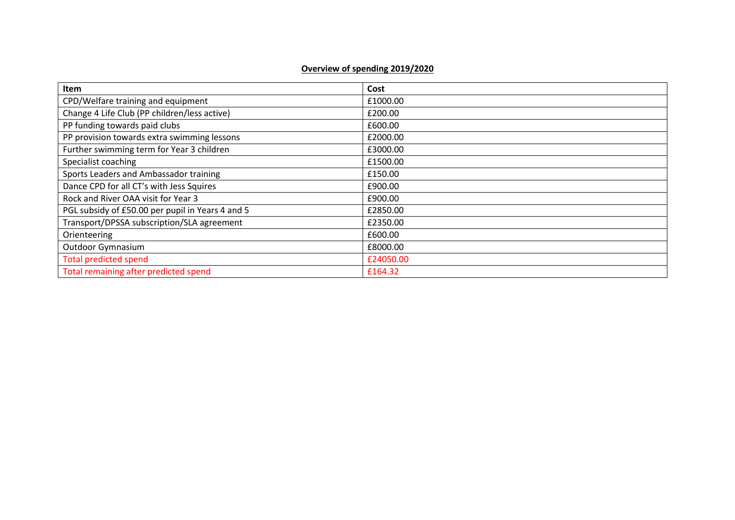**Overview of spending 2019/2020**

| Item | Cost |
| --- | --- |
| CPD/Welfare training and equipment | £1000.00 |
| Change 4 Life Club (PP children/less active) | £200.00 |
| PP funding towards paid clubs | £600.00 |
| PP provision towards extra swimming lessons | £2000.00 |
| Further swimming term for Year 3 children | £3000.00 |
| Specialist coaching | £1500.00 |
| Sports Leaders and Ambassador training | £150.00 |
| Dance CPD for all CT's with Jess Squires | £900.00 |
| Rock and River OAA visit for Year 3 | £900.00 |
| PGL subsidy of £50.00 per pupil in Years 4 and 5 | £2850.00 |
| Transport/DPSSA subscription/SLA agreement | £2350.00 |
| Orienteering | £600.00 |
| Outdoor Gymnasium | £8000.00 |
| Total predicted spend | £24050.00 |
| Total remaining after predicted spend | £164.32 |